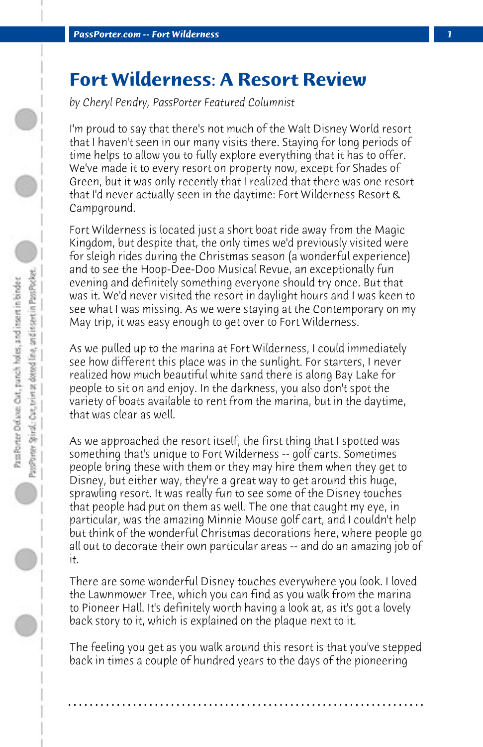# Fort Wilderness: A Resort Review

*by Cheryl Pendry, PassPorter Featured Columnist*

I'm proud to say that there's not much of the Walt Disney World resort that I haven't seen in our many visits there. Staying for long periods of time helps to allow you to fully explore everything that it has to offer. We've made it to every resort on property now, except for Shades of Green, but it was only recently that I realized that there was one resort that I'd never actually seen in the daytime: Fort Wilderness Resort & Campground.

Fort Wilderness is located just a short boat ride away from the Magic Kingdom, but despite that, the only times we'd previously visited were for sleigh rides during the Christmas season (a wonderful experience) and to see the Hoop-Dee-Doo Musical Revue, an exceptionally fun evening and definitely something everyone should try once. But that was it. We'd never visited the resort in daylight hours and I was keen to see what I was missing. As we were staying at the Contemporary on my May trip, it was easy enough to get over to Fort Wilderness.

As we pulled up to the marina at Fort Wilderness, I could immediately see how different this place was in the sunlight. For starters, I never realized how much beautiful white sand there is along Bay Lake for people to sit on and enjoy. In the darkness, you also don't spot the variety of boats available to rent from the marina, but in the daytime, that was clear as well.

As we approached the resort itself, the first thing that I spotted was something that's unique to Fort Wilderness -- golf carts. Sometimes people bring these with them or they may hire them when they get to Disney, but either way, they're a great way to get around this huge, sprawling resort. It was really fun to see some of the Disney touches that people had put on them as well. The one that caught my eye, in particular, was the amazing Minnie Mouse golf cart, and I couldn't help but think of the wonderful Christmas decorations here, where people go all out to decorate their own particular areas -- and do an amazing job of it.

There are some wonderful Disney touches everywhere you look. I loved the Lawnmower Tree, which you can find as you walk from the marina to Pioneer Hall. It's definitely worth having a look at, as it's got a lovely back story to it, which is explained on the plaque next to it.

The feeling you get as you walk around this resort is that you've stepped back in times a couple of hundred years to the days of the pioneering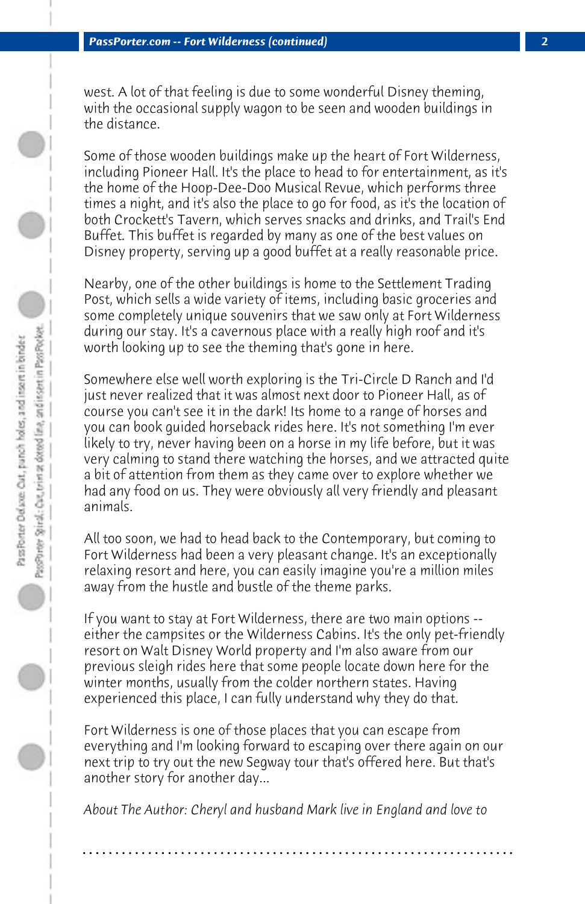west. A lot of that feeling is due to some wonderful Disney theming, with the occasional supply wagon to be seen and wooden buildings in the distance.

Some of those wooden buildings make up the heart of Fort Wilderness, including Pioneer Hall. It's the place to head to for entertainment, as it's the home of the Hoop-Dee-Doo Musical Revue, which performs three times a night, and it's also the place to go for food, as it's the location of both Crockett's Tavern, which serves snacks and drinks, and Trail's End Buffet. This buffet is regarded by many as one of the best values on Disney property, serving up a good buffet at a really reasonable price.

Nearby, one of the other buildings is home to the Settlement Trading Post, which sells a wide variety of items, including basic groceries and some completely unique souvenirs that we saw only at Fort Wilderness during our stay. It's a cavernous place with a really high roof and it's worth looking up to see the theming that's gone in here.

Somewhere else well worth exploring is the Tri-Circle D Ranch and I'd just never realized that it was almost next door to Pioneer Hall, as of course you can't see it in the dark! Its home to a range of horses and you can book guided horseback rides here. It's not something I'm ever likely to try, never having been on a horse in my life before, but it was very calming to stand there watching the horses, and we attracted quite a bit of attention from them as they came over to explore whether we had any food on us. They were obviously all very friendly and pleasant animals.

All too soon, we had to head back to the Contemporary, but coming to Fort Wilderness had been a very pleasant change. It's an exceptionally relaxing resort and here, you can easily imagine you're a million miles away from the hustle and bustle of the theme parks.

If you want to stay at Fort Wilderness, there are two main options -- either the campsites or the Wilderness Cabins. It's the only pet-friendly resort on Walt Disney World property and I'm also aware from our previous sleigh rides here that some people locate down here for the winter months, usually from the colder northern states. Having experienced this place, I can fully understand why they do that.

Fort Wilderness is one of those places that you can escape from everything and I'm looking forward to escaping over there again on our next trip to try out the new Segway tour that's offered here. But that's another story for another day...

*About The Author: Cheryl and husband Mark live in England and love to*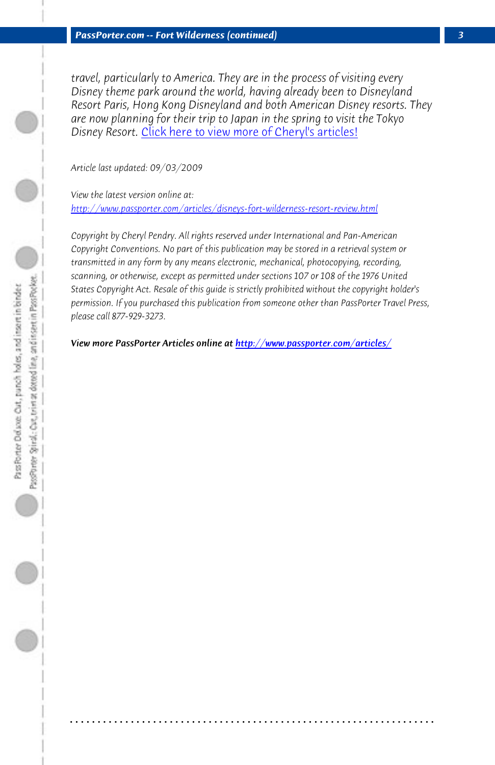*travel, particularly to America. They are in the process of visiting every Disney theme park around the world, having already been to Disneyland Resort Paris, Hong Kong Disneyland and both American Disney resorts. They are now planning for their trip to Japan in the spring to visit the Tokyo Disney Resort.* [Click here to view more of Cheryl's articles!]

*Article last updated: 09/03/2009*

*View the latest version online at:*
*http://www.passporter.com/articles/disneys-fort-wilderness-resort-review.html*

*Copyright by Cheryl Pendry. All rights reserved under International and Pan-American Copyright Conventions. No part of this publication may be stored in a retrieval system or transmitted in any form by any means electronic, mechanical, photocopying, recording, scanning, or otherwise, except as permitted under sections 107 or 108 of the 1976 United States Copyright Act. Resale of this guide is strictly prohibited without the copyright holder's permission. If you purchased this publication from someone other than PassPorter Travel Press, please call 877-929-3273.*

***View more PassPorter Articles online at http://www.passporter.com/articles/***